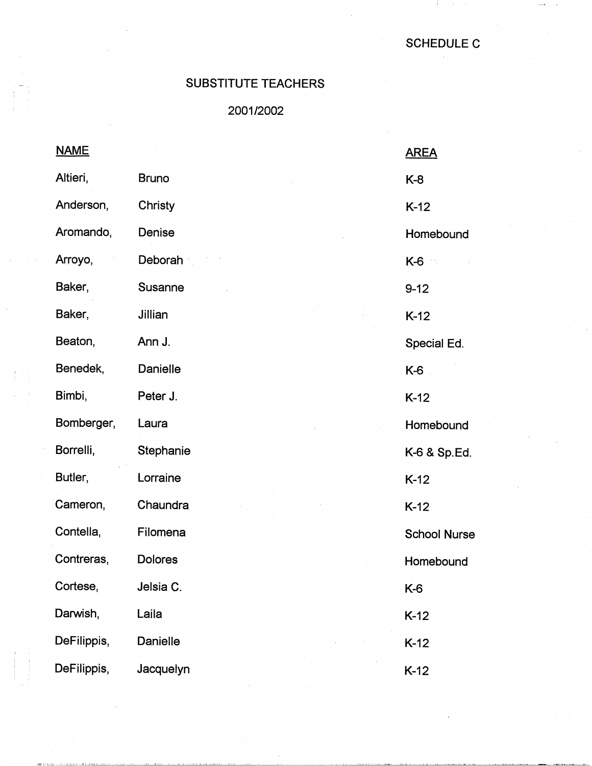SCHEDULE C

## SUBSTITUTE TEACHERS

2001/2002

| NAME | | AREA |
|---|---|---|
| Altieri, | Bruno | K-8 |
| Anderson, | Christy | K-12 |
| Aromando, | Denise | Homebound |
| Arroyo, | Deborah | K-6 |
| Baker, | Susanne | 9-12 |
| Baker, | Jillian | K-12 |
| Beaton, | Ann J. | Special Ed. |
| Benedek, | Danielle | K-6 |
| Bimbi, | Peter J. | K-12 |
| Bomberger, | Laura | Homebound |
| Borrelli, | Stephanie | K-6 & Sp.Ed. |
| Butler, | Lorraine | K-12 |
| Cameron, | Chaundra | K-12 |
| Contella, | Filomena | School Nurse |
| Contreras, | Dolores | Homebound |
| Cortese, | Jelsia C. | K-6 |
| Darwish, | Laila | K-12 |
| DeFilippis, | Danielle | K-12 |
| DeFilippis, | Jacquelyn | K-12 |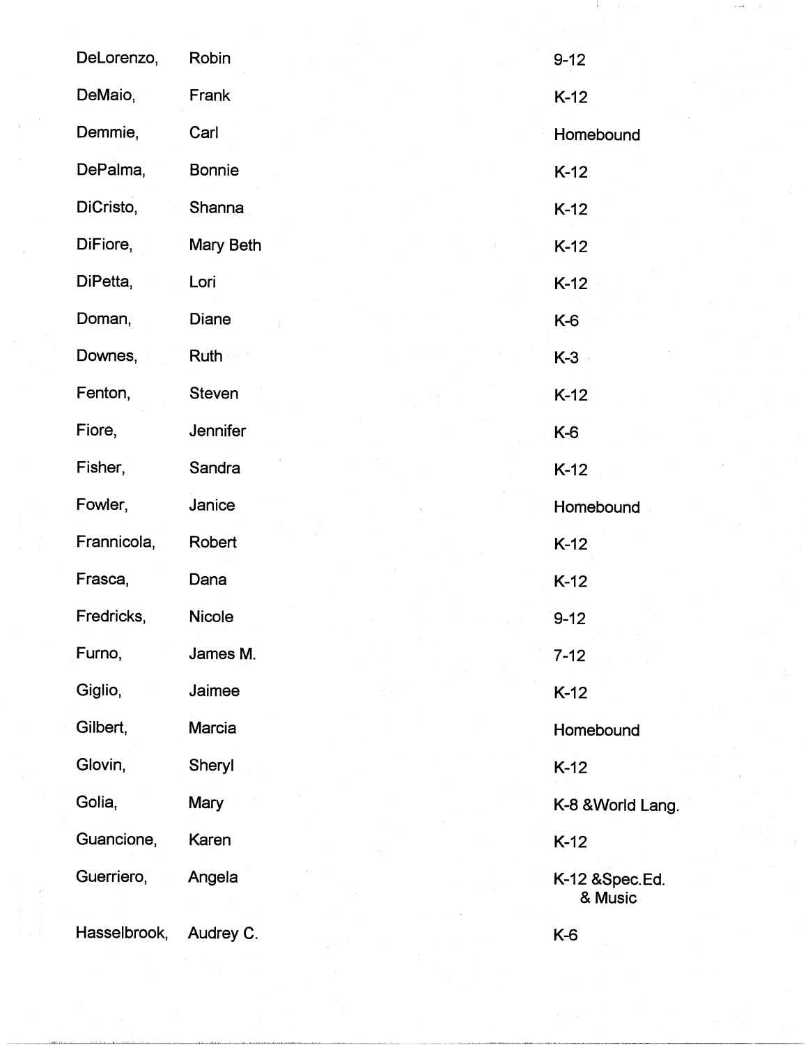| | | |
|---|---|---|
| DeLorenzo, | Robin | 9-12 |
| DeMaio, | Frank | K-12 |
| Demmie, | Carl | Homebound |
| DePalma, | Bonnie | K-12 |
| DiCristo, | Shanna | K-12 |
| DiFiore, | Mary Beth | K-12 |
| DiPetta, | Lori | K-12 |
| Doman, | Diane | K-6 |
| Downes, | Ruth | K-3 |
| Fenton, | Steven | K-12 |
| Fiore, | Jennifer | K-6 |
| Fisher, | Sandra | K-12 |
| Fowler, | Janice | Homebound |
| Frannicola, | Robert | K-12 |
| Frasca, | Dana | K-12 |
| Fredricks, | Nicole | 9-12 |
| Furno, | James M. | 7-12 |
| Giglio, | Jaimee | K-12 |
| Gilbert, | Marcia | Homebound |
| Glovin, | Sheryl | K-12 |
| Golia, | Mary | K-8 &World Lang. |
| Guancione, | Karen | K-12 |
| Guerriero, | Angela | K-12 &Spec.Ed. & Music |
| Hasselbrook, | Audrey C. | K-6 |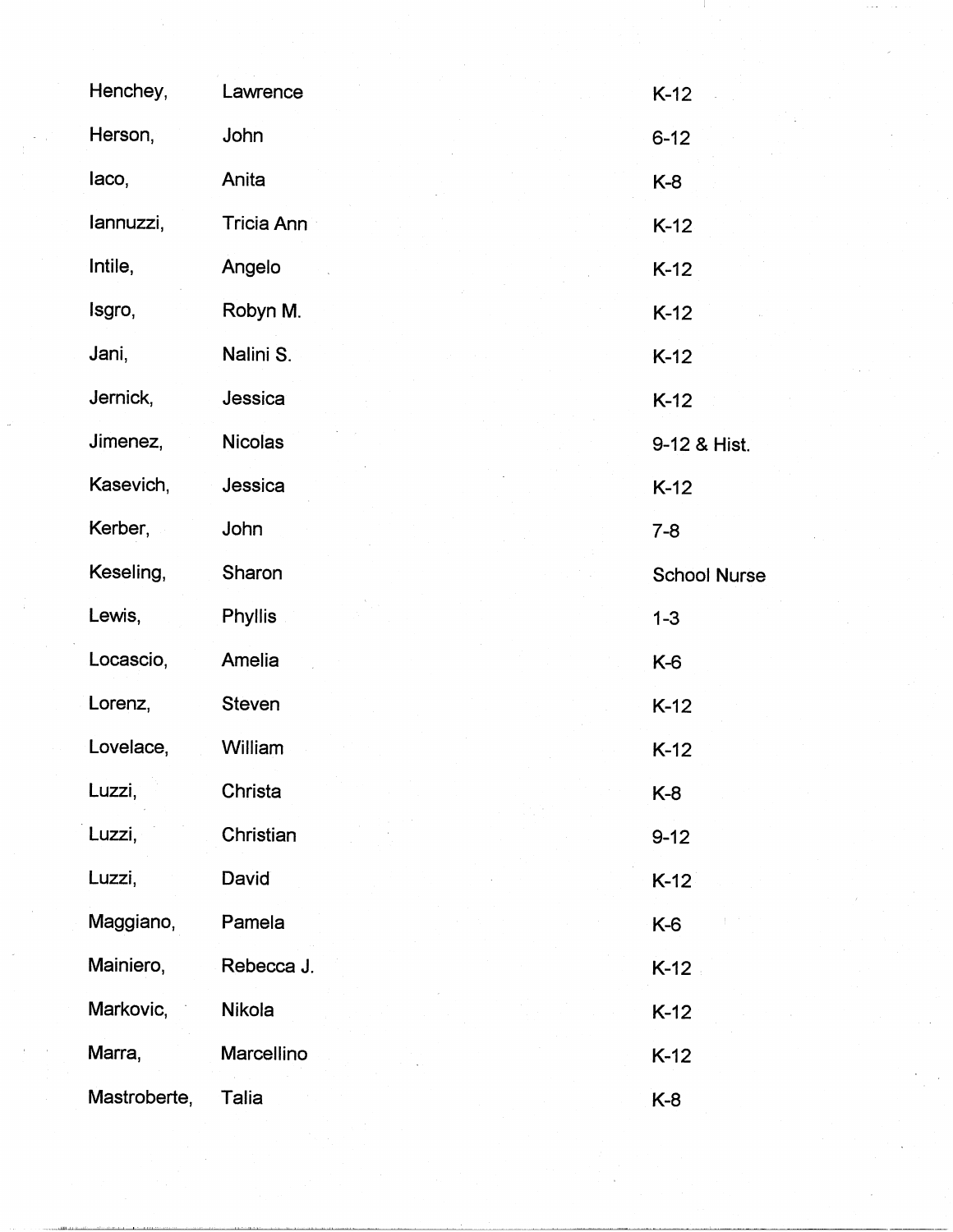| | | |
|---|---|---|
| Henchey, | Lawrence | K-12 |
| Herson, | John | 6-12 |
| Iaco, | Anita | K-8 |
| Iannuzzi, | Tricia Ann | K-12 |
| Intile, | Angelo | K-12 |
| Isgro, | Robyn M. | K-12 |
| Jani, | Nalini S. | K-12 |
| Jernick, | Jessica | K-12 |
| Jimenez, | Nicolas | 9-12 & Hist. |
| Kasevich, | Jessica | K-12 |
| Kerber, | John | 7-8 |
| Keseling, | Sharon | School Nurse |
| Lewis, | Phyllis | 1-3 |
| Locascio, | Amelia | K-6 |
| Lorenz, | Steven | K-12 |
| Lovelace, | William | K-12 |
| Luzzi, | Christa | K-8 |
| Luzzi, | Christian | 9-12 |
| Luzzi, | David | K-12 |
| Maggiano, | Pamela | K-6 |
| Mainiero, | Rebecca J. | K-12 |
| Markovic, | Nikola | K-12 |
| Marra, | Marcellino | K-12 |
| Mastroberte, | Talia | K-8 |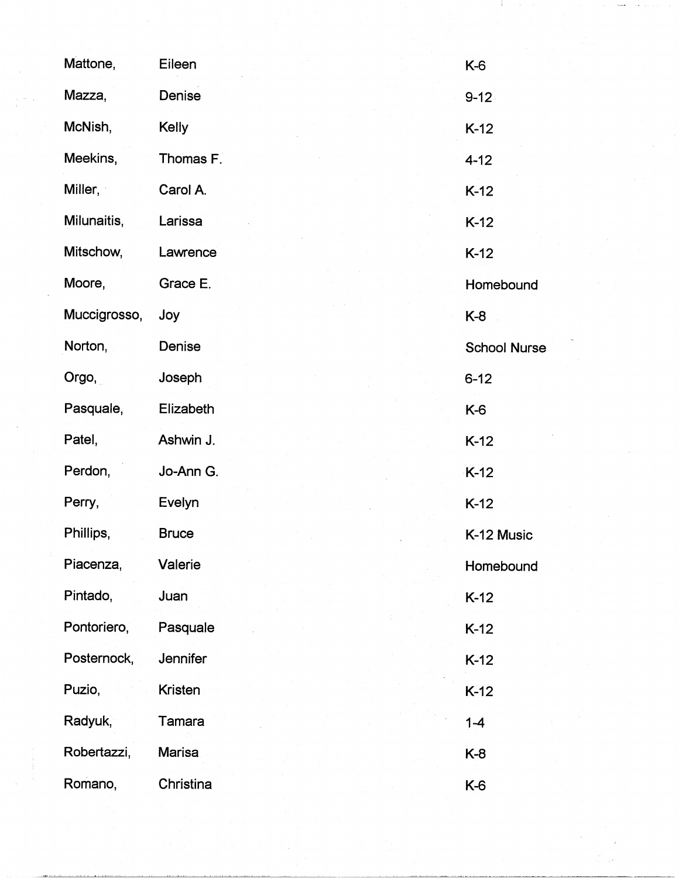| | | |
|---|---|---|
| Mattone, | Eileen | K-6 |
| Mazza, | Denise | 9-12 |
| McNish, | Kelly | K-12 |
| Meekins, | Thomas F. | 4-12 |
| Miller, | Carol A. | K-12 |
| Milunaitis, | Larissa | K-12 |
| Mitschow, | Lawrence | K-12 |
| Moore, | Grace E. | Homebound |
| Muccigrosso, | Joy | K-8 |
| Norton, | Denise | School Nurse |
| Orgo, | Joseph | 6-12 |
| Pasquale, | Elizabeth | K-6 |
| Patel, | Ashwin J. | K-12 |
| Perdon, | Jo-Ann G. | K-12 |
| Perry, | Evelyn | K-12 |
| Phillips, | Bruce | K-12 Music |
| Piacenza, | Valerie | Homebound |
| Pintado, | Juan | K-12 |
| Pontoriero, | Pasquale | K-12 |
| Posternock, | Jennifer | K-12 |
| Puzio, | Kristen | K-12 |
| Radyuk, | Tamara | 1-4 |
| Robertazzi, | Marisa | K-8 |
| Romano, | Christina | K-6 |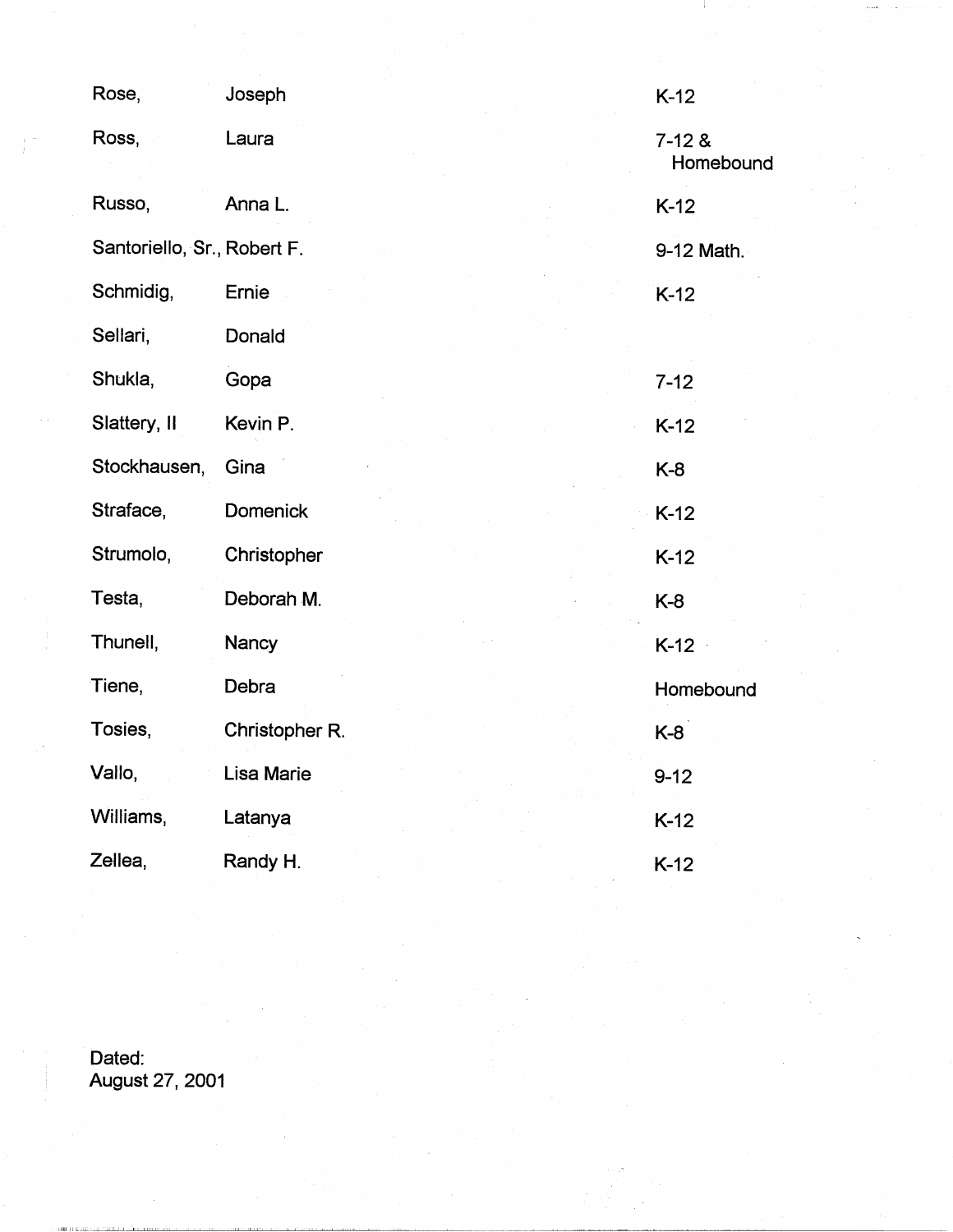| | | |
|---|---|---|
| Rose, | Joseph | K-12 |
| Ross, | Laura | 7-12 & Homebound |
| Russo, | Anna L. | K-12 |
| Santoriello, Sr., | Robert F. | 9-12 Math. |
| Schmidig, | Ernie | K-12 |
| Sellari, | Donald | |
| Shukla, | Gopa | 7-12 |
| Slattery, II | Kevin P. | K-12 |
| Stockhausen, | Gina | K-8 |
| Straface, | Domenick | K-12 |
| Strumolo, | Christopher | K-12 |
| Testa, | Deborah M. | K-8 |
| Thunell, | Nancy | K-12 |
| Tiene, | Debra | Homebound |
| Tosies, | Christopher R. | K-8 |
| Vallo, | Lisa Marie | 9-12 |
| Williams, | Latanya | K-12 |
| Zellea, | Randy H. | K-12 |

Dated:
August 27, 2001